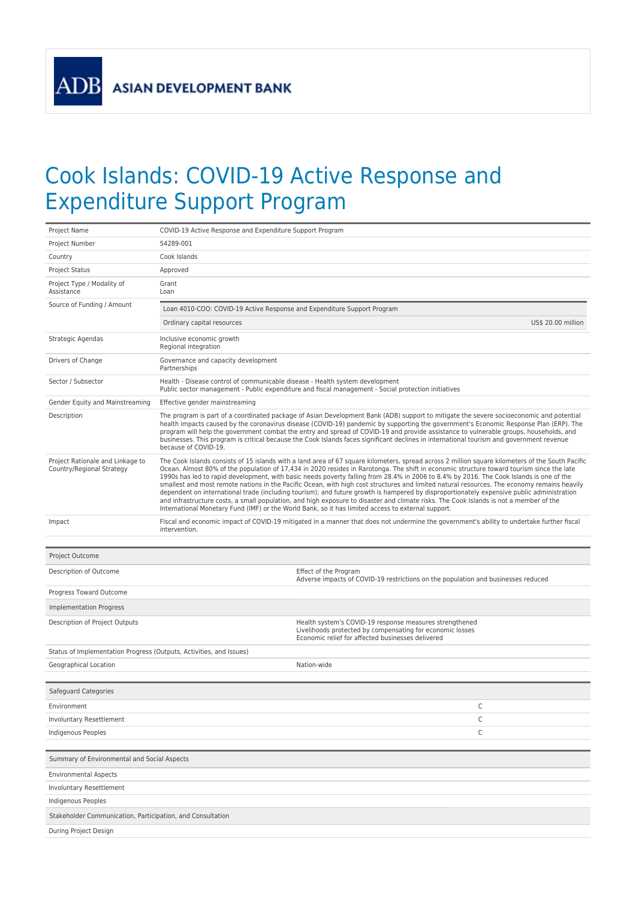ADB ASIAN DEVELOPMENT BANK

# Cook Islands: COVID-19 Active Response and Expenditure Support Program

| | |
|---|---|
| Project Name | COVID-19 Active Response and Expenditure Support Program |
| Project Number | 54289-001 |
| Country | Cook Islands |
| Project Status | Approved |
| Project Type / Modality of Assistance | Grant<br>Loan |
| Source of Funding / Amount | Loan 4010-COO: COVID-19 Active Response and Expenditure Support Program<br>Ordinary capital resources — US$ 20.00 million |
| Strategic Agendas | Inclusive economic growth<br>Regional integration |
| Drivers of Change | Governance and capacity development<br>Partnerships |
| Sector / Subsector | Health - Disease control of communicable disease - Health system development<br>Public sector management - Public expenditure and fiscal management - Social protection initiatives |
| Gender Equity and Mainstreaming | Effective gender mainstreaming |
| Description | The program is part of a coordinated package of Asian Development Bank (ADB) support to mitigate the severe socioeconomic and potential health impacts caused by the coronavirus disease (COVID-19) pandemic by supporting the government's Economic Response Plan (ERP). The program will help the government combat the entry and spread of COVID-19 and provide assistance to vulnerable groups, households, and businesses. This program is critical because the Cook Islands faces significant declines in international tourism and government revenue because of COVID-19. |
| Project Rationale and Linkage to Country/Regional Strategy | The Cook Islands consists of 15 islands with a land area of 67 square kilometers, spread across 2 million square kilometers of the South Pacific Ocean. Almost 80% of the population of 17,434 in 2020 resides in Rarotonga. The shift in economic structure toward tourism since the late 1990s has led to rapid development, with basic needs poverty falling from 28.4% in 2006 to 8.4% by 2016. The Cook Islands is one of the smallest and most remote nations in the Pacific Ocean, with high cost structures and limited natural resources. The economy remains heavily dependent on international trade (including tourism); and future growth is hampered by disproportionately expensive public administration and infrastructure costs, a small population, and high exposure to disaster and climate risks. The Cook Islands is not a member of the International Monetary Fund (IMF) or the World Bank, so it has limited access to external support. |
| Impact | Fiscal and economic impact of COVID-19 mitigated in a manner that does not undermine the government's ability to undertake further fiscal intervention. |

| Project Outcome | |
|---|---|
| Description of Outcome | Effect of the Program<br>Adverse impacts of COVID-19 restrictions on the population and businesses reduced |
| Progress Toward Outcome | |
| **Implementation Progress** | |
| Description of Project Outputs | Health system's COVID-19 response measures strengthened<br>Livelihoods protected by compensating for economic losses<br>Economic relief for affected businesses delivered |
| Status of Implementation Progress (Outputs, Activities, and Issues) | |
| Geographical Location | Nation-wide |

| Safeguard Categories | |
|---|---|
| Environment | C |
| Involuntary Resettlement | C |
| Indigenous Peoples | C |

| Summary of Environmental and Social Aspects |
|---|
| Environmental Aspects |
| Involuntary Resettlement |
| Indigenous Peoples |
| **Stakeholder Communication, Participation, and Consultation** |
| During Project Design |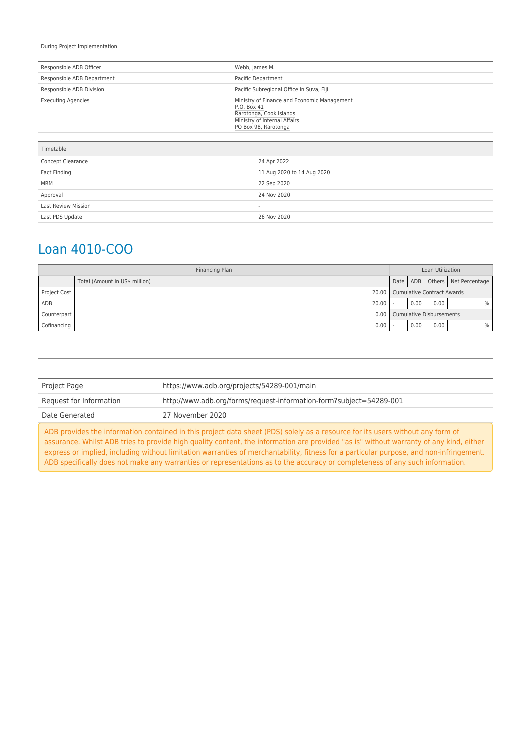During Project Implementation

| | |
|---|---|
| Responsible ADB Officer | Webb, James M. |
| Responsible ADB Department | Pacific Department |
| Responsible ADB Division | Pacific Subregional Office in Suva, Fiji |
| Executing Agencies | Ministry of Finance and Economic Management<br>P.O. Box 41<br>Rarotonga, Cook Islands<br>Ministry of Internal Affairs<br>PO Box 98, Rarotonga |

| Timetable | |
|---|---|
| Concept Clearance | 24 Apr 2022 |
| Fact Finding | 11 Aug 2020 to 14 Aug 2020 |
| MRM | 22 Sep 2020 |
| Approval | 24 Nov 2020 |
| Last Review Mission | - |
| Last PDS Update | 26 Nov 2020 |

## Loan 4010-COO

| Financing Plan | | Loan Utilization | | | |
|---|---|---|---|---|---|
| | Total (Amount in US$ million) | Date | ADB | Others | Net Percentage |
| Project Cost | 20.00 | Cumulative Contract Awards | | | |
| ADB | 20.00 | - | 0.00 | 0.00 | % |
| Counterpart | 0.00 | Cumulative Disbursements | | | |
| Cofinancing | 0.00 | - | 0.00 | 0.00 | % |

| | |
|---|---|
| Project Page | https://www.adb.org/projects/54289-001/main |
| Request for Information | http://www.adb.org/forms/request-information-form?subject=54289-001 |
| Date Generated | 27 November 2020 |

ADB provides the information contained in this project data sheet (PDS) solely as a resource for its users without any form of assurance. Whilst ADB tries to provide high quality content, the information are provided "as is" without warranty of any kind, either express or implied, including without limitation warranties of merchantability, fitness for a particular purpose, and non-infringement. ADB specifically does not make any warranties or representations as to the accuracy or completeness of any such information.